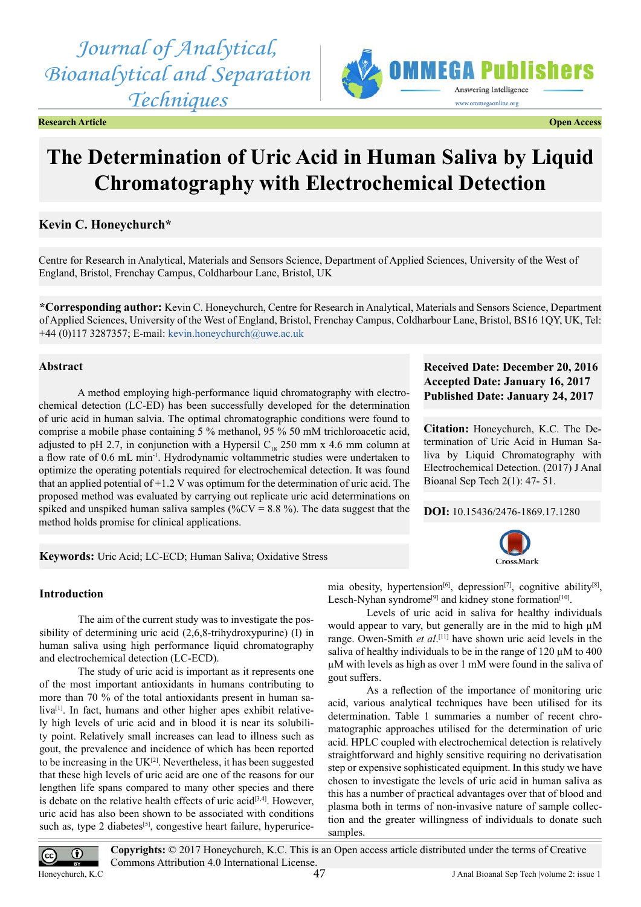Research Article

Open Access

# The Determination of Uric Acid in Human Saliva by Liquid Chromatography with Electrochemical Detection

**Kevin C. Honeychurch***

Centre for Research in Analytical, Materials and Sensors Science, Department of Applied Sciences, University of the West of England, Bristol, Frenchay Campus, Coldharbour Lane, Bristol, UK

***Corresponding author:** Kevin C. Honeychurch, Centre for Research in Analytical, Materials and Sensors Science, Department of Applied Sciences, University of the West of England, Bristol, Frenchay Campus, Coldharbour Lane, Bristol, BS16 1QY, UK, Tel: +44 (0)117 3287357; E-mail: kevin.honeychurch@uwe.ac.uk

**Received Date: December 20, 2016**
**Accepted Date: January 16, 2017**
**Published Date: January 24, 2017**

**Citation:** Honeychurch, K.C. The Determination of Uric Acid in Human Saliva by Liquid Chromatography with Electrochemical Detection. (2017) J Anal Bioanal Sep Tech 2(1): 47- 51.

**DOI:** 10.15436/2476-1869.17.1280

## Abstract

A method employing high-performance liquid chromatography with electrochemical detection (LC-ED) has been successfully developed for the determination of uric acid in human salvia. The optimal chromatographic conditions were found to comprise a mobile phase containing 5 % methanol, 95 % 50 mM trichloroacetic acid, adjusted to pH 2.7, in conjunction with a Hypersil $C_{18}$ 250 mm x 4.6 mm column at a flow rate of 0.6 mL $min^{-1}$. Hydrodynamic voltammetric studies were undertaken to optimize the operating potentials required for electrochemical detection. It was found that an applied potential of +1.2 V was optimum for the determination of uric acid. The proposed method was evaluated by carrying out replicate uric acid determinations on spiked and unspiked human saliva samples (%CV = 8.8 %). The data suggest that the method holds promise for clinical applications.

**Keywords:** Uric Acid; LC-ECD; Human Saliva; Oxidative Stress

## Introduction

The aim of the current study was to investigate the possibility of determining uric acid (2,6,8-trihydroxypurine) (I) in human saliva using high performance liquid chromatography and electrochemical detection (LC-ECD).

The study of uric acid is important as it represents one of the most important antioxidants in humans contributing to more than 70 % of the total antioxidants present in human saliva[1]. In fact, humans and other higher apes exhibit relatively high levels of uric acid and in blood it is near its solubility point. Relatively small increases can lead to illness such as gout, the prevalence and incidence of which has been reported to be increasing in the UK[2]. Nevertheless, it has been suggested that these high levels of uric acid are one of the reasons for our lengthen life spans compared to many other species and there is debate on the relative health effects of uric acid[3,4]. However, uric acid has also been shown to be associated with conditions such as, type 2 diabetes[5], congestive heart failure, hyperuricemia obesity, hypertension[6], depression[7], cognitive ability[8], Lesch-Nyhan syndrome[9] and kidney stone formation[10].

Levels of uric acid in saliva for healthy individuals would appear to vary, but generally are in the mid to high µM range. Owen-Smith *et al*.[11] have shown uric acid levels in the saliva of healthy individuals to be in the range of 120 µM to 400 µM with levels as high as over 1 mM were found in the saliva of gout suffers.

As a reflection of the importance of monitoring uric acid, various analytical techniques have been utilised for its determination. Table 1 summaries a number of recent chromatographic approaches utilised for the determination of uric acid. HPLC coupled with electrochemical detection is relatively straightforward and highly sensitive requiring no derivatisation step or expensive sophisticated equipment. In this study we have chosen to investigate the levels of uric acid in human saliva as this has a number of practical advantages over that of blood and plasma both in terms of non-invasive nature of sample collection and the greater willingness of individuals to donate such samples.

**Copyrights:** © 2017 Honeychurch, K.C. This is an Open access article distributed under the terms of Creative Commons Attribution 4.0 International License.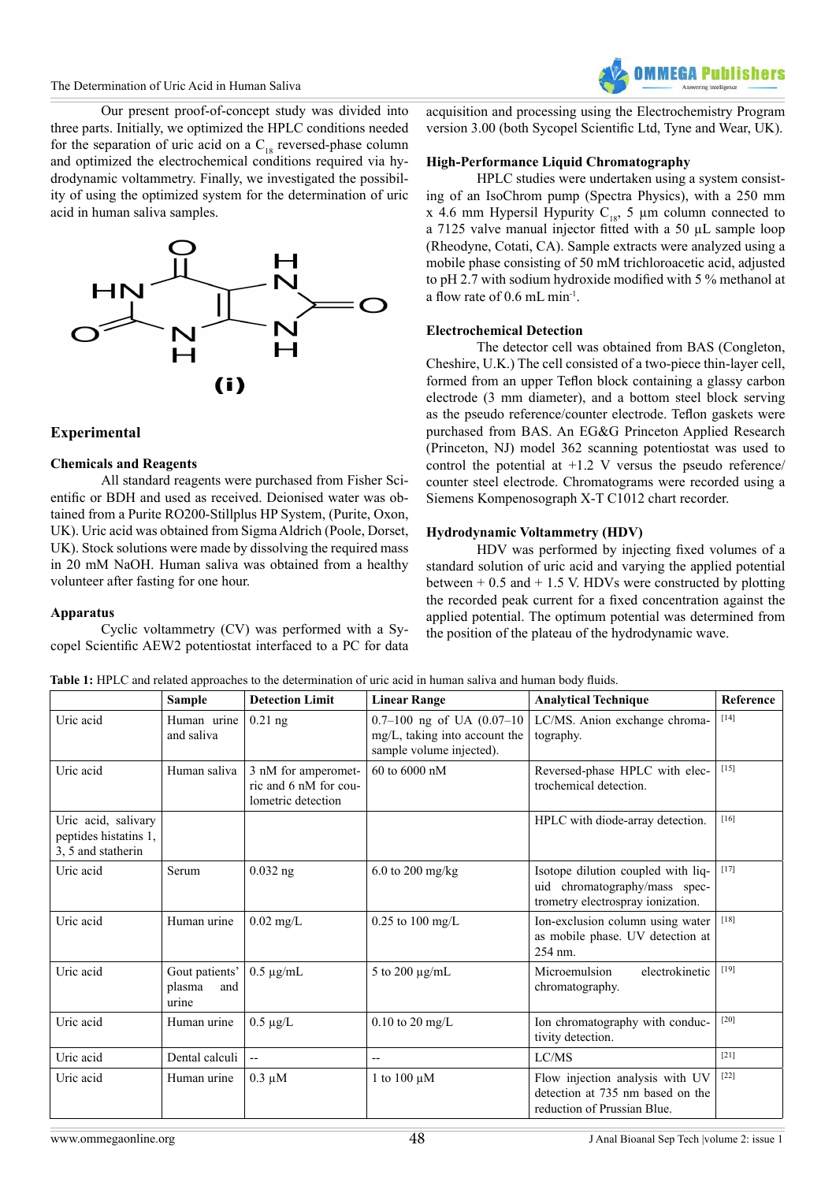Our present proof-of-concept study was divided into three parts. Initially, we optimized the HPLC conditions needed for the separation of uric acid on a $C_{18}$ reversed-phase column and optimized the electrochemical conditions required via hydrodynamic voltammetry. Finally, we investigated the possibility of using the optimized system for the determination of uric acid in human saliva samples.

(i)

## Experimental

### Chemicals and Reagents

All standard reagents were purchased from Fisher Scientific or BDH and used as received. Deionised water was obtained from a Purite RO200-Stillplus HP System, (Purite, Oxon, UK). Uric acid was obtained from Sigma Aldrich (Poole, Dorset, UK). Stock solutions were made by dissolving the required mass in 20 mM NaOH. Human saliva was obtained from a healthy volunteer after fasting for one hour.

### Apparatus

Cyclic voltammetry (CV) was performed with a Sycopel Scientific AEW2 potentiostat interfaced to a PC for data acquisition and processing using the Electrochemistry Program version 3.00 (both Sycopel Scientific Ltd, Tyne and Wear, UK).

### High-Performance Liquid Chromatography

HPLC studies were undertaken using a system consisting of an IsoChrom pump (Spectra Physics), with a 250 mm x 4.6 mm Hypersil Hypurity $C_{18}$, 5 µm column connected to a 7125 valve manual injector fitted with a 50 µL sample loop (Rheodyne, Cotati, CA). Sample extracts were analyzed using a mobile phase consisting of 50 mM trichloroacetic acid, adjusted to pH 2.7 with sodium hydroxide modified with 5 % methanol at a flow rate of 0.6 mL $min^{-1}$.

### Electrochemical Detection

The detector cell was obtained from BAS (Congleton, Cheshire, U.K.) The cell consisted of a two-piece thin-layer cell, formed from an upper Teflon block containing a glassy carbon electrode (3 mm diameter), and a bottom steel block serving as the pseudo reference/counter electrode. Teflon gaskets were purchased from BAS. An EG&G Princeton Applied Research (Princeton, NJ) model 362 scanning potentiostat was used to control the potential at +1.2 V versus the pseudo reference/counter steel electrode. Chromatograms were recorded using a Siemens Kompenosograph X-T C1012 chart recorder.

### Hydrodynamic Voltammetry (HDV)

HDV was performed by injecting fixed volumes of a standard solution of uric acid and varying the applied potential between + 0.5 and + 1.5 V. HDVs were constructed by plotting the recorded peak current for a fixed concentration against the applied potential. The optimum potential was determined from the position of the plateau of the hydrodynamic wave.

**Table 1:** HPLC and related approaches to the determination of uric acid in human saliva and human body fluids.

| | Sample | Detection Limit | Linear Range | Analytical Technique | Reference |
|---|---|---|---|---|---|
| Uric acid | Human urine and saliva | 0.21 ng | 0.7–100 ng of UA (0.07–10 mg/L, taking into account the sample volume injected). | LC/MS. Anion exchange chromatography. | [14] |
| Uric acid | Human saliva | 3 nM for amperometric and 6 nM for coulometric detection | 60 to 6000 nM | Reversed-phase HPLC with electrochemical detection. | [15] |
| Uric acid, salivary peptides histatins 1, 3, 5 and statherin | | | | HPLC with diode-array detection. | [16] |
| Uric acid | Serum | 0.032 ng | 6.0 to 200 mg/kg | Isotope dilution coupled with liquid chromatography/mass spectrometry electrospray ionization. | [17] |
| Uric acid | Human urine | 0.02 mg/L | 0.25 to 100 mg/L | Ion-exclusion column using water as mobile phase. UV detection at 254 nm. | [18] |
| Uric acid | Gout patients' plasma and urine | 0.5 µg/mL | 5 to 200 µg/mL | Microemulsion electrokinetic chromatography. | [19] |
| Uric acid | Human urine | 0.5 µg/L | 0.10 to 20 mg/L | Ion chromatography with conductivity detection. | [20] |
| Uric acid | Dental calculi | -- | -- | LC/MS | [21] |
| Uric acid | Human urine | 0.3 µM | 1 to 100 µM | Flow injection analysis with UV detection at 735 nm based on the reduction of Prussian Blue. | [22] |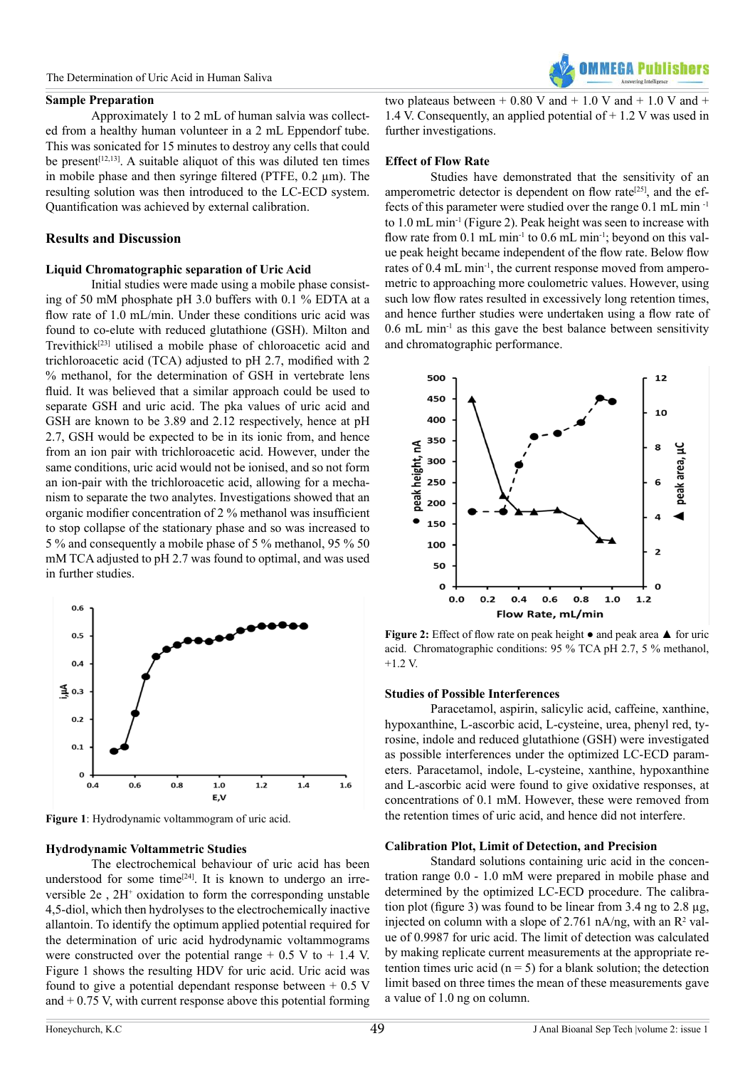### Sample Preparation

Approximately 1 to 2 mL of human salvia was collected from a healthy human volunteer in a 2 mL Eppendorf tube. This was sonicated for 15 minutes to destroy any cells that could be present[12,13]. A suitable aliquot of this was diluted ten times in mobile phase and then syringe filtered (PTFE, 0.2 µm). The resulting solution was then introduced to the LC-ECD system. Quantification was achieved by external calibration.

## Results and Discussion

### Liquid Chromatographic separation of Uric Acid

Initial studies were made using a mobile phase consisting of 50 mM phosphate pH 3.0 buffers with 0.1 % EDTA at a flow rate of 1.0 mL/min. Under these conditions uric acid was found to co-elute with reduced glutathione (GSH). Milton and Trevithick[23] utilised a mobile phase of chloroacetic acid and trichloroacetic acid (TCA) adjusted to pH 2.7, modified with 2 % methanol, for the determination of GSH in vertebrate lens fluid. It was believed that a similar approach could be used to separate GSH and uric acid. The pka values of uric acid and GSH are known to be 3.89 and 2.12 respectively, hence at pH 2.7, GSH would be expected to be in its ionic from, and hence from an ion pair with trichloroacetic acid. However, under the same conditions, uric acid would not be ionised, and so not form an ion-pair with the trichloroacetic acid, allowing for a mechanism to separate the two analytes. Investigations showed that an organic modifier concentration of 2 % methanol was insufficient to stop collapse of the stationary phase and so was increased to 5 % and consequently a mobile phase of 5 % methanol, 95 % 50 mM TCA adjusted to pH 2.7 was found to optimal, and was used in further studies.

**Figure 1**: Hydrodynamic voltammogram of uric acid.

### Hydrodynamic Voltammetric Studies

The electrochemical behaviour of uric acid has been understood for some time[24]. It is known to undergo an irreversible 2e , 2H+ oxidation to form the corresponding unstable 4,5-diol, which then hydrolyses to the electrochemically inactive allantoin. To identify the optimum applied potential required for the determination of uric acid hydrodynamic voltammograms were constructed over the potential range + 0.5 V to + 1.4 V. Figure 1 shows the resulting HDV for uric acid. Uric acid was found to give a potential dependant response between + 0.5 V and + 0.75 V, with current response above this potential forming two plateaus between + 0.80 V and + 1.0 V and + 1.4 V. Consequently, an applied potential of + 1.2 V was used in further investigations.

### Effect of Flow Rate

Studies have demonstrated that the sensitivity of an amperometric detector is dependent on flow rate[25], and the effects of this parameter were studied over the range 0.1 mL min $^{-1}$ to 1.0 mL min $^{-1}$ (Figure 2). Peak height was seen to increase with flow rate from 0.1 mL min $^{-1}$ to 0.6 mL min $^{-1}$; beyond on this value peak height became independent of the flow rate. Below flow rates of 0.4 mL min $^{-1}$, the current response moved from amperometric to approaching more coulometric values. However, using such low flow rates resulted in excessively long retention times, and hence further studies were undertaken using a flow rate of 0.6 mL min $^{-1}$ as this gave the best balance between sensitivity and chromatographic performance.

**Figure 2:** Effect of flow rate on peak height ● and peak area ▲ for uric acid. Chromatographic conditions: 95 % TCA pH 2.7, 5 % methanol, +1.2 V.

### Studies of Possible Interferences

Paracetamol, aspirin, salicylic acid, caffeine, xanthine, hypoxanthine, L-ascorbic acid, L-cysteine, urea, phenyl red, tyrosine, indole and reduced glutathione (GSH) were investigated as possible interferences under the optimized LC-ECD parameters. Paracetamol, indole, L-cysteine, xanthine, hypoxanthine and L-ascorbic acid were found to give oxidative responses, at concentrations of 0.1 mM. However, these were removed from the retention times of uric acid, and hence did not interfere.

### Calibration Plot, Limit of Detection, and Precision

Standard solutions containing uric acid in the concentration range 0.0 - 1.0 mM were prepared in mobile phase and determined by the optimized LC-ECD procedure. The calibration plot (figure 3) was found to be linear from 3.4 ng to 2.8 µg, injected on column with a slope of 2.761 nA/ng, with an $R^2$ value of 0.9987 for uric acid. The limit of detection was calculated by making replicate current measurements at the appropriate retention times uric acid (n = 5) for a blank solution; the detection limit based on three times the mean of these measurements gave a value of 1.0 ng on column.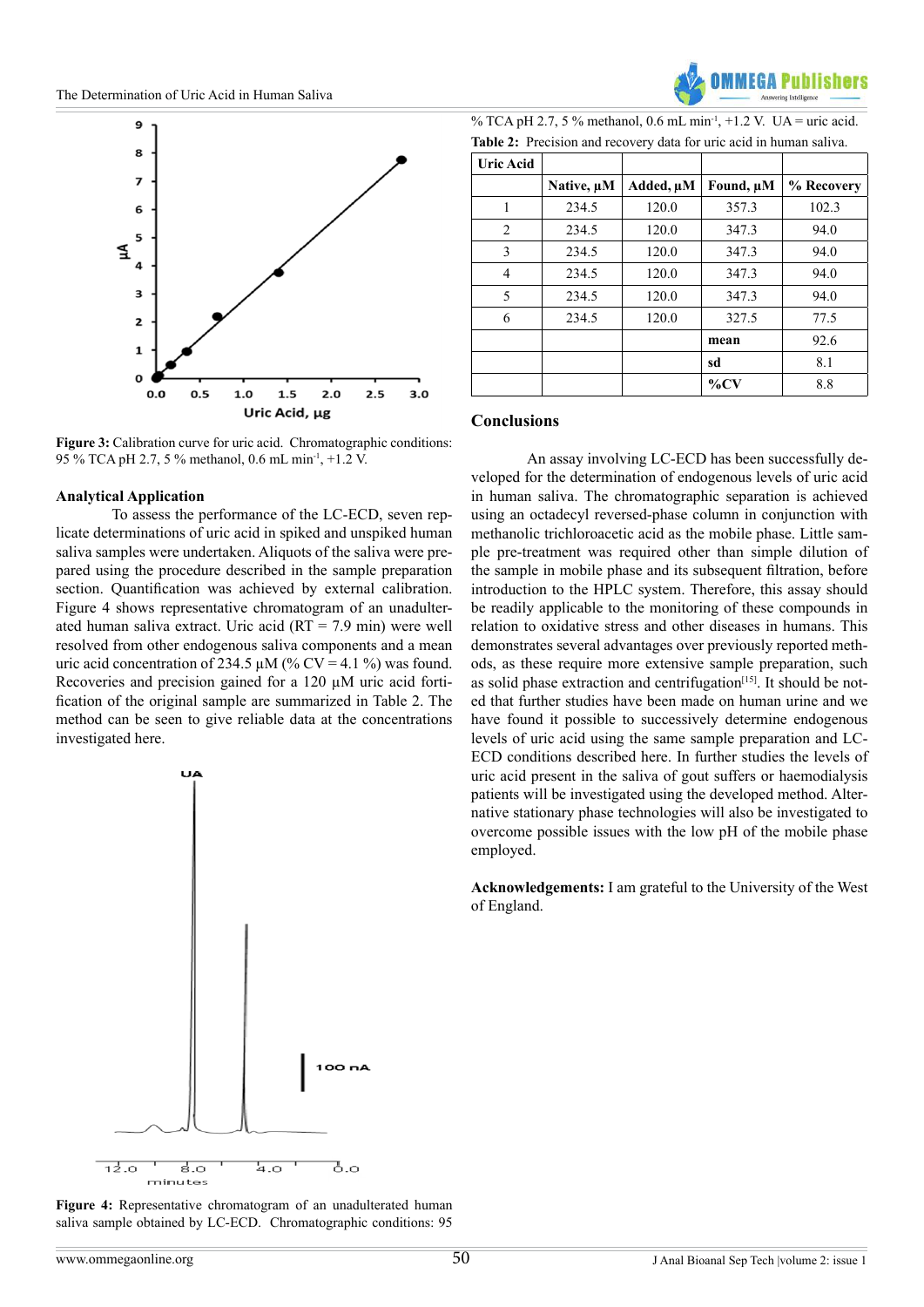Figure 3: Calibration curve for uric acid. Chromatographic conditions: 95 % TCA pH 2.7, 5 % methanol, 0.6 mL min$^{-1}$, +1.2 V.

**Analytical Application**

To assess the performance of the LC-ECD, seven replicate determinations of uric acid in spiked and unspiked human saliva samples were undertaken. Aliquots of the saliva were prepared using the procedure described in the sample preparation section. Quantification was achieved by external calibration. Figure 4 shows representative chromatogram of an unadulterated human saliva extract. Uric acid (RT = 7.9 min) were well resolved from other endogenous saliva components and a mean uric acid concentration of 234.5 µM (% CV = 4.1 %) was found. Recoveries and precision gained for a 120 µM uric acid fortification of the original sample are summarized in Table 2. The method can be seen to give reliable data at the concentrations investigated here.

**Figure 4:** Representative chromatogram of an unadulterated human saliva sample obtained by LC-ECD. Chromatographic conditions: 95 % TCA pH 2.7, 5 % methanol, 0.6 mL min$^{-1}$, +1.2 V. UA = uric acid.

**Table 2:** Precision and recovery data for uric acid in human saliva.

| Uric Acid | | | | |
|---|---|---|---|---|
| | Native, µM | Added, µM | Found, µM | % Recovery |
| 1 | 234.5 | 120.0 | 357.3 | 102.3 |
| 2 | 234.5 | 120.0 | 347.3 | 94.0 |
| 3 | 234.5 | 120.0 | 347.3 | 94.0 |
| 4 | 234.5 | 120.0 | 347.3 | 94.0 |
| 5 | 234.5 | 120.0 | 347.3 | 94.0 |
| 6 | 234.5 | 120.0 | 327.5 | 77.5 |
| | | | **mean** | 92.6 |
| | | | **sd** | 8.1 |
| | | | **%CV** | 8.8 |

## Conclusions

An assay involving LC-ECD has been successfully developed for the determination of endogenous levels of uric acid in human saliva. The chromatographic separation is achieved using an octadecyl reversed-phase column in conjunction with methanolic trichloroacetic acid as the mobile phase. Little sample pre-treatment was required other than simple dilution of the sample in mobile phase and its subsequent filtration, before introduction to the HPLC system. Therefore, this assay should be readily applicable to the monitoring of these compounds in relation to oxidative stress and other diseases in humans. This demonstrates several advantages over previously reported methods, as these require more extensive sample preparation, such as solid phase extraction and centrifugation[15]. It should be noted that further studies have been made on human urine and we have found it possible to successively determine endogenous levels of uric acid using the same sample preparation and LC-ECD conditions described here. In further studies the levels of uric acid present in the saliva of gout suffers or haemodialysis patients will be investigated using the developed method. Alternative stationary phase technologies will also be investigated to overcome possible issues with the low pH of the mobile phase employed.

**Acknowledgements:** I am grateful to the University of the West of England.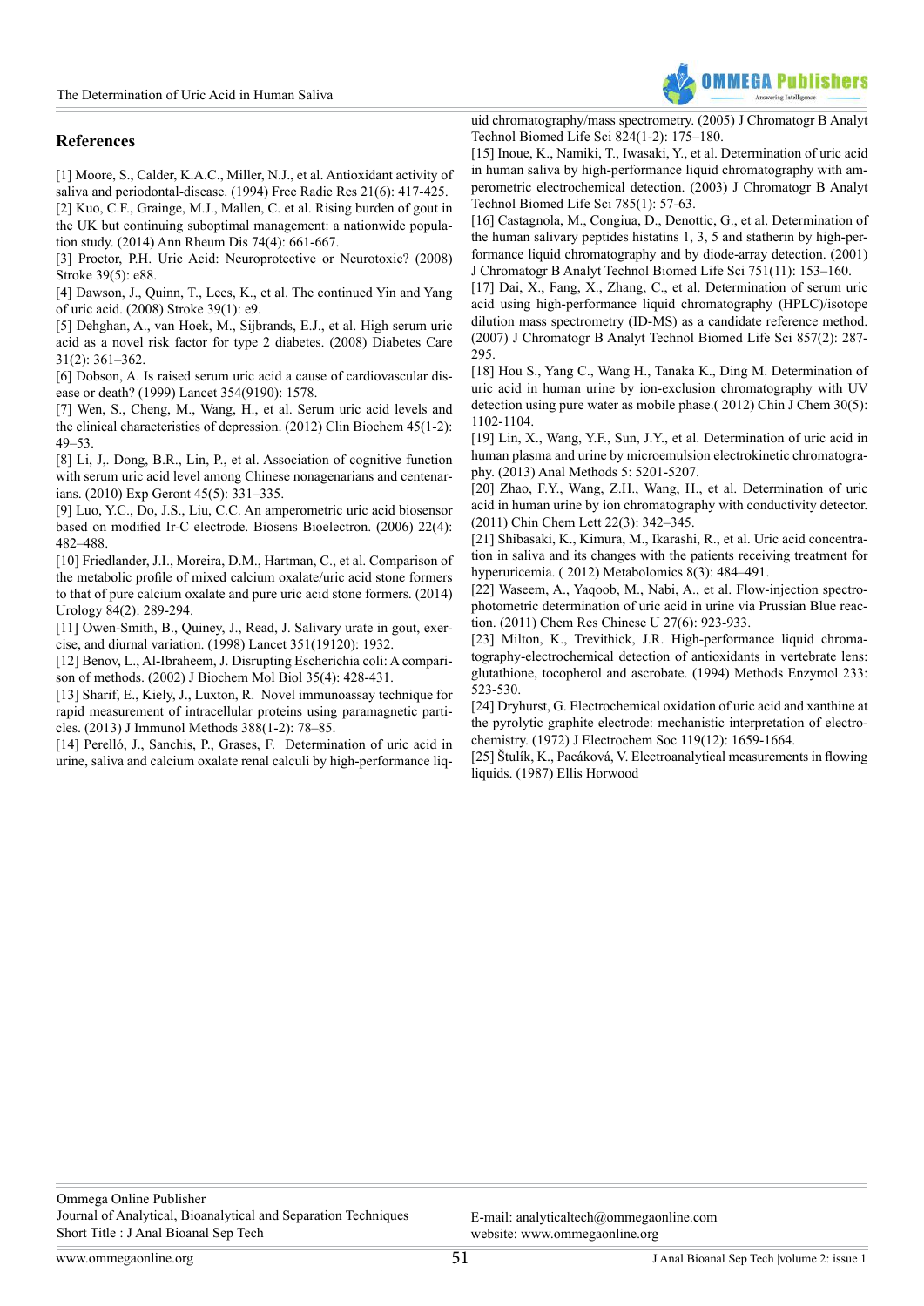## References

[1] Moore, S., Calder, K.A.C., Miller, N.J., et al. Antioxidant activity of saliva and periodontal-disease. (1994) Free Radic Res 21(6): 417-425.

[2] Kuo, C.F., Grainge, M.J., Mallen, C. et al. Rising burden of gout in the UK but continuing suboptimal management: a nationwide population study. (2014) Ann Rheum Dis 74(4): 661-667.

[3] Proctor, P.H. Uric Acid: Neuroprotective or Neurotoxic? (2008) Stroke 39(5): e88.

[4] Dawson, J., Quinn, T., Lees, K., et al. The continued Yin and Yang of uric acid. (2008) Stroke 39(1): e9.

[5] Dehghan, A., van Hoek, M., Sijbrands, E.J., et al. High serum uric acid as a novel risk factor for type 2 diabetes. (2008) Diabetes Care 31(2): 361–362.

[6] Dobson, A. Is raised serum uric acid a cause of cardiovascular disease or death? (1999) Lancet 354(9190): 1578.

[7] Wen, S., Cheng, M., Wang, H., et al. Serum uric acid levels and the clinical characteristics of depression. (2012) Clin Biochem 45(1-2): 49–53.

[8] Li, J,. Dong, B.R., Lin, P., et al. Association of cognitive function with serum uric acid level among Chinese nonagenarians and centenarians. (2010) Exp Geront 45(5): 331–335.

[9] Luo, Y.C., Do, J.S., Liu, C.C. An amperometric uric acid biosensor based on modified Ir-C electrode. Biosens Bioelectron. (2006) 22(4): 482–488.

[10] Friedlander, J.I., Moreira, D.M., Hartman, C., et al. Comparison of the metabolic profile of mixed calcium oxalate/uric acid stone formers to that of pure calcium oxalate and pure uric acid stone formers. (2014) Urology 84(2): 289-294.

[11] Owen-Smith, B., Quiney, J., Read, J. Salivary urate in gout, exercise, and diurnal variation. (1998) Lancet 351(19120): 1932.

[12] Benov, L., Al-Ibraheem, J. Disrupting Escherichia coli: A comparison of methods. (2002) J Biochem Mol Biol 35(4): 428-431.

[13] Sharif, E., Kiely, J., Luxton, R. Novel immunoassay technique for rapid measurement of intracellular proteins using paramagnetic particles. (2013) J Immunol Methods 388(1-2): 78–85.

[14] Perelló, J., Sanchis, P., Grases, F. Determination of uric acid in urine, saliva and calcium oxalate renal calculi by high-performance liquid chromatography/mass spectrometry. (2005) J Chromatogr B Analyt Technol Biomed Life Sci 824(1-2): 175–180.

[15] Inoue, K., Namiki, T., Iwasaki, Y., et al. Determination of uric acid in human saliva by high-performance liquid chromatography with amperometric electrochemical detection. (2003) J Chromatogr B Analyt Technol Biomed Life Sci 785(1): 57-63.

[16] Castagnola, M., Congiua, D., Denottic, G., et al. Determination of the human salivary peptides histatins 1, 3, 5 and statherin by high-performance liquid chromatography and by diode-array detection. (2001) J Chromatogr B Analyt Technol Biomed Life Sci 751(11): 153–160.

[17] Dai, X., Fang, X., Zhang, C., et al. Determination of serum uric acid using high-performance liquid chromatography (HPLC)/isotope dilution mass spectrometry (ID-MS) as a candidate reference method. (2007) J Chromatogr B Analyt Technol Biomed Life Sci 857(2): 287-295.

[18] Hou S., Yang C., Wang H., Tanaka K., Ding M. Determination of uric acid in human urine by ion-exclusion chromatography with UV detection using pure water as mobile phase.( 2012) Chin J Chem 30(5): 1102-1104.

[19] Lin, X., Wang, Y.F., Sun, J.Y., et al. Determination of uric acid in human plasma and urine by microemulsion electrokinetic chromatography. (2013) Anal Methods 5: 5201-5207.

[20] Zhao, F.Y., Wang, Z.H., Wang, H., et al. Determination of uric acid in human urine by ion chromatography with conductivity detector. (2011) Chin Chem Lett 22(3): 342–345.

[21] Shibasaki, K., Kimura, M., Ikarashi, R., et al. Uric acid concentration in saliva and its changes with the patients receiving treatment for hyperuricemia. ( 2012) Metabolomics 8(3): 484–491.

[22] Waseem, A., Yaqoob, M., Nabi, A., et al. Flow-injection spectrophotometric determination of uric acid in urine via Prussian Blue reaction. (2011) Chem Res Chinese U 27(6): 923-933.

[23] Milton, K., Trevithick, J.R. High-performance liquid chromatography-electrochemical detection of antioxidants in vertebrate lens: glutathione, tocopherol and ascrobate. (1994) Methods Enzymol 233: 523-530.

[24] Dryhurst, G. Electrochemical oxidation of uric acid and xanthine at the pyrolytic graphite electrode: mechanistic interpretation of electrochemistry. (1972) J Electrochem Soc 119(12): 1659-1664.

[25] Štulík, K., Pacáková, V. Electroanalytical measurements in flowing liquids. (1987) Ellis Horwood